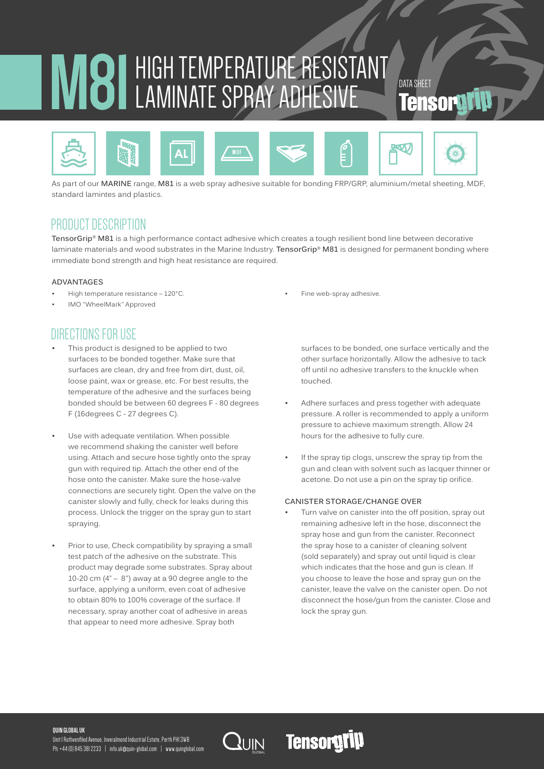# M81 HIGH TEMPERATURE RESISTANT LAMINATE SPRAY ADHESIVE

DATA SHEET

Tensorgrip

As part of our **MARINE** range, **M81** is a web spray adhesive suitable for bonding FRP/GRP, aluminium/metal sheeting, MDF, standard lamintes and plastics.

## PRODUCT DESCRIPTION

**TensorGrip® M81** is a high performance contact adhesive which creates a tough resilient bond line between decorative laminate materials and wood substrates in the Marine Industry. **TensorGrip® M81** is designed for permanent bonding where immediate bond strength and high heat resistance are required.

### ADVANTAGES

- High temperature resistance – 120°C.
- IMO "WheelMark" Approved
- Fine web-spray adhesive.

## DIRECTIONS FOR USE

- This product is designed to be applied to two surfaces to be bonded together. Make sure that surfaces are clean, dry and free from dirt, dust, oil, loose paint, wax or grease, etc. For best results, the temperature of the adhesive and the surfaces being bonded should be between 60 degrees F - 80 degrees F (16degrees C - 27 degrees C).
- Use with adequate ventilation. When possible we recommend shaking the canister well before using. Attach and secure hose tightly onto the spray gun with required tip. Attach the other end of the hose onto the canister. Make sure the hose-valve connections are securely tight. Open the valve on the canister slowly and fully, check for leaks during this process. Unlock the trigger on the spray gun to start spraying.
- Prior to use, Check compatibility by spraying a small test patch of the adhesive on the substrate. This product may degrade some substrates. Spray about 10-20 cm (4" – 8") away at a 90 degree angle to the surface, applying a uniform, even coat of adhesive to obtain 80% to 100% coverage of the surface. If necessary, spray another coat of adhesive in areas that appear to need more adhesive. Spray both surfaces to be bonded, one surface vertically and the other surface horizontally. Allow the adhesive to tack off until no adhesive transfers to the knuckle when touched.
- Adhere surfaces and press together with adequate pressure. A roller is recommended to apply a uniform pressure to achieve maximum strength. Allow 24 hours for the adhesive to fully cure.
- If the spray tip clogs, unscrew the spray tip from the gun and clean with solvent such as lacquer thinner or acetone. Do not use a pin on the spray tip orifice.

### CANISTER STORAGE/CHANGE OVER

- Turn valve on canister into the off position, spray out remaining adhesive left in the hose, disconnect the spray hose and gun from the canister. Reconnect the spray hose to a canister of cleaning solvent (sold separately) and spray out until liquid is clear which indicates that the hose and gun is clean. If you choose to leave the hose and spray gun on the canister, leave the valve on the canister open. Do not disconnect the hose/gun from the canister. Close and lock the spray gun.

**QUIN GLOBAL UK**
Unit I Ruthvenfiled Avenue, Inveralmond Industrial Estate, Perth PH1 3WB
Ph: +44 (0) 845 381 2233 | info.uk@quin-global.com | www.quinglobal.com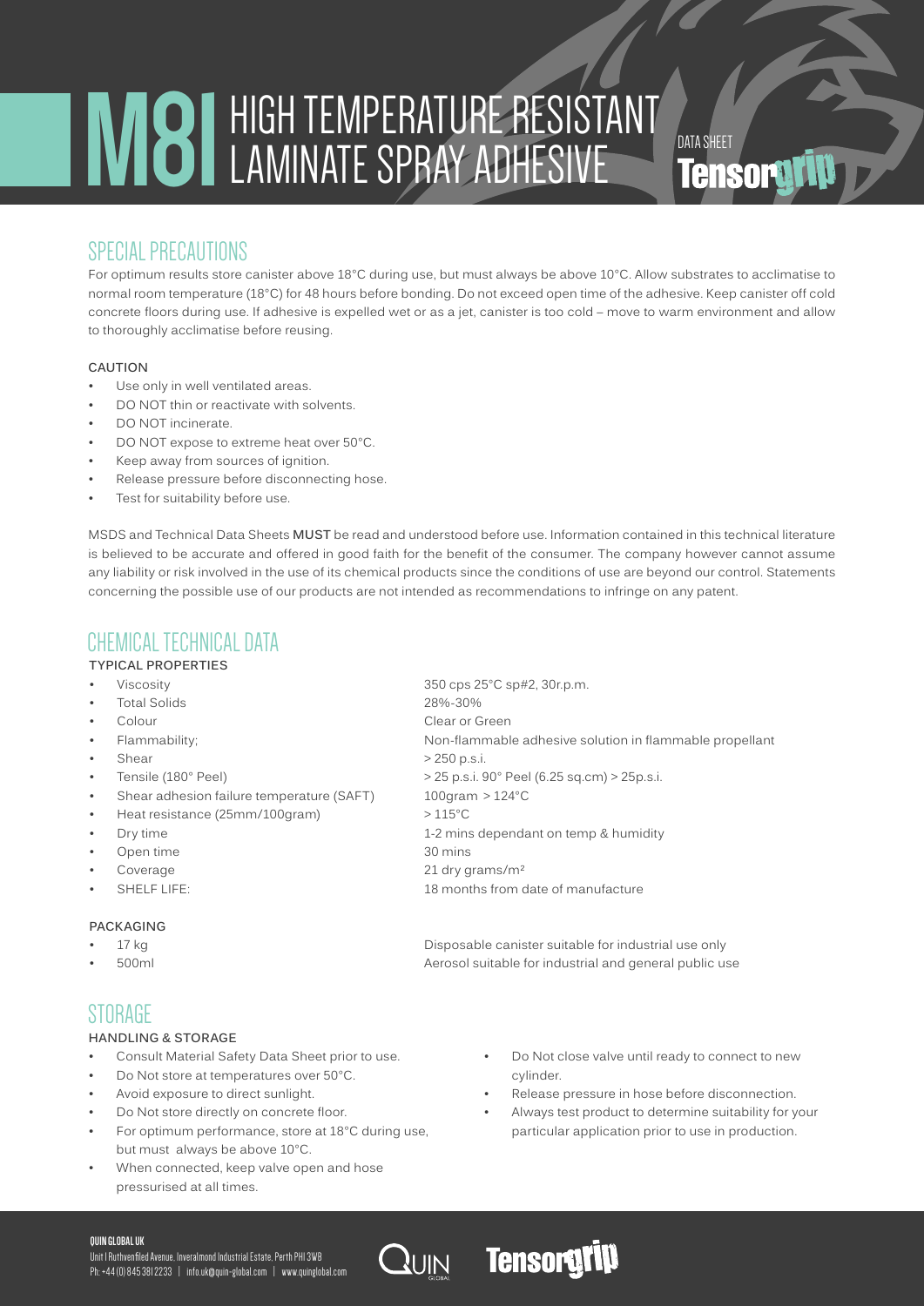# M81 HIGH TEMPERATURE RESISTANT LAMINATE SPRAY ADHESIVE

DATA SHEET

Tensorgrip

## SPECIAL PRECAUTIONS

For optimum results store canister above 18°C during use, but must always be above 10°C. Allow substrates to acclimatise to normal room temperature (18°C) for 48 hours before bonding. Do not exceed open time of the adhesive. Keep canister off cold concrete floors during use. If adhesive is expelled wet or as a jet, canister is too cold – move to warm environment and allow to thoroughly acclimatise before reusing.

### CAUTION

- Use only in well ventilated areas.
- DO NOT thin or reactivate with solvents.
- DO NOT incinerate.
- DO NOT expose to extreme heat over 50°C.
- Keep away from sources of ignition.
- Release pressure before disconnecting hose.
- Test for suitability before use.

MSDS and Technical Data Sheets **MUST** be read and understood before use. Information contained in this technical literature is believed to be accurate and offered in good faith for the benefit of the consumer. The company however cannot assume any liability or risk involved in the use of its chemical products since the conditions of use are beyond our control. Statements concerning the possible use of our products are not intended as recommendations to infringe on any patent.

## CHEMICAL TECHNICAL DATA

### TYPICAL PROPERTIES

| | |
|---|---|
| Viscosity | 350 cps 25°C sp#2, 30r.p.m. |
| Total Solids | 28%-30% |
| Colour | Clear or Green |
| Flammability; | Non-flammable adhesive solution in flammable propellant |
| Shear | > 250 p.s.i. |
| Tensile (180° Peel) | > 25 p.s.i. 90° Peel (6.25 sq.cm) > 25p.s.i. |
| Shear adhesion failure temperature (SAFT) | 100gram > 124°C |
| Heat resistance (25mm/100gram) | > 115°C |
| Dry time | 1-2 mins dependant on temp & humidity |
| Open time | 30 mins |
| Coverage | 21 dry grams/m² |
| SHELF LIFE: | 18 months from date of manufacture |

### PACKAGING

| | |
|---|---|
| 17 kg | Disposable canister suitable for industrial use only |
| 500ml | Aerosol suitable for industrial and general public use |

## STORAGE

### HANDLING & STORAGE

- Consult Material Safety Data Sheet prior to use.
- Do Not store at temperatures over 50°C.
- Avoid exposure to direct sunlight.
- Do Not store directly on concrete floor.
- For optimum performance, store at 18°C during use, but must always be above 10°C.
- When connected, keep valve open and hose pressurised at all times.
- Do Not close valve until ready to connect to new cylinder.
- Release pressure in hose before disconnection.
- Always test product to determine suitability for your particular application prior to use in production.

**QUIN GLOBAL UK**
Unit I Ruthvenfiled Avenue, Inveralmond Industrial Estate, Perth PH1 3WB
Ph: +44 (0) 845 381 2233 | info.uk@quin-global.com | www.quinglobal.com